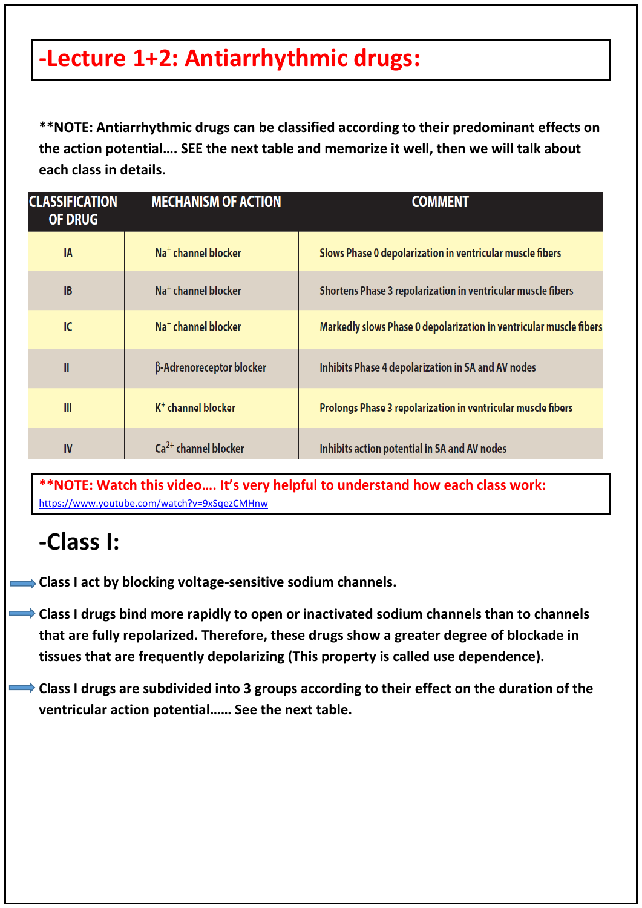# -Lecture 1+2: Antiarrhythmic drugs:

**\*\*NOTE: Antiarrhythmic drugs can be classified according to their predominant effects on the action potential…. SEE the next table and memorize it well, then we will talk about each class in details.**

| CLASSIFICATION OF DRUG | MECHANISM OF ACTION | COMMENT |
|---|---|---|
| IA | $Na^+$ channel blocker | Slows Phase 0 depolarization in ventricular muscle fibers |
| IB | $Na^+$ channel blocker | Shortens Phase 3 repolarization in ventricular muscle fibers |
| IC | $Na^+$ channel blocker | Markedly slows Phase 0 depolarization in ventricular muscle fibers |
| II | β-Adrenoreceptor blocker | Inhibits Phase 4 depolarization in SA and AV nodes |
| III | $K^+$ channel blocker | Prolongs Phase 3 repolarization in ventricular muscle fibers |
| IV | $Ca^{2+}$ channel blocker | Inhibits action potential in SA and AV nodes |

**\*\*NOTE: Watch this video…. It's very helpful to understand how each class work:**
https://www.youtube.com/watch?v=9xSqezCMHnw

## -Class I:

- **Class I act by blocking voltage-sensitive sodium channels.**
- **Class I drugs bind more rapidly to open or inactivated sodium channels than to channels that are fully repolarized. Therefore, these drugs show a greater degree of blockade in tissues that are frequently depolarizing (This property is called use dependence).**
- **Class I drugs are subdivided into 3 groups according to their effect on the duration of the ventricular action potential…… See the next table.**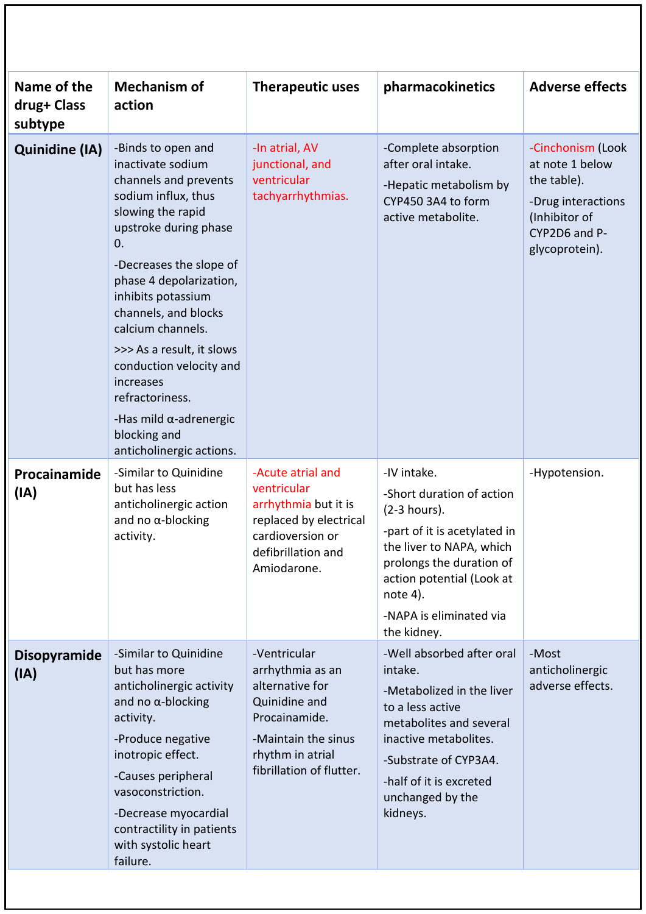| Name of the drug+ Class subtype | Mechanism of action | Therapeutic uses | pharmacokinetics | Adverse effects |
|---|---|---|---|---|
| **Quinidine (IA)** | -Binds to open and inactivate sodium channels and prevents sodium influx, thus slowing the rapid upstroke during phase 0.<br>-Decreases the slope of phase 4 depolarization, inhibits potassium channels, and blocks calcium channels.<br>>>> As a result, it slows conduction velocity and increases refractoriness.<br>-Has mild α-adrenergic blocking and anticholinergic actions. | -In atrial, AV junctional, and ventricular tachyarrhythmias. | -Complete absorption after oral intake.<br>-Hepatic metabolism by CYP450 3A4 to form active metabolite. | -Cinchonism (Look at note 1 below the table).<br>-Drug interactions (Inhibitor of CYP2D6 and P-glycoprotein). |
| **Procainamide (IA)** | -Similar to Quinidine but has less anticholinergic action and no α-blocking activity. | -Acute atrial and ventricular arrhythmia but it is replaced by electrical cardioversion or defibrillation and Amiodarone. | -IV intake.<br>-Short duration of action (2-3 hours).<br>-part of it is acetylated in the liver to NAPA, which prolongs the duration of action potential (Look at note 4).<br>-NAPA is eliminated via the kidney. | -Hypotension. |
| **Disopyramide (IA)** | -Similar to Quinidine but has more anticholinergic activity and no α-blocking activity.<br>-Produce negative inotropic effect.<br>-Causes peripheral vasoconstriction.<br>-Decrease myocardial contractility in patients with systolic heart failure. | -Ventricular arrhythmia as an alternative for Quinidine and Procainamide.<br>-Maintain the sinus rhythm in atrial fibrillation of flutter. | -Well absorbed after oral intake.<br>-Metabolized in the liver to a less active metabolites and several inactive metabolites.<br>-Substrate of CYP3A4.<br>-half of it is excreted unchanged by the kidneys. | -Most anticholinergic adverse effects. |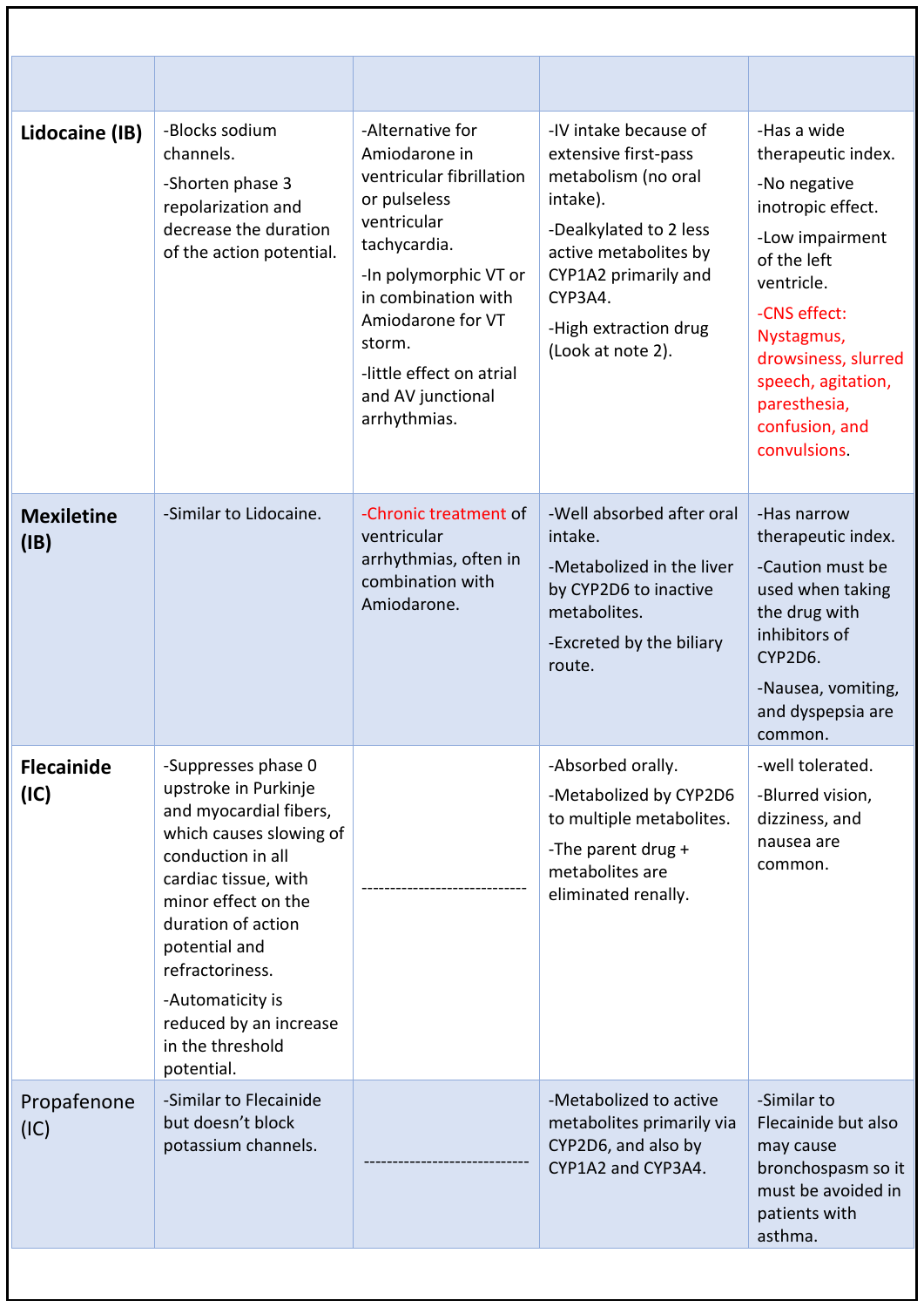| | | | | |
|---|---|---|---|---|
| **Lidocaine (IB)** | -Blocks sodium channels.<br>-Shorten phase 3 repolarization and decrease the duration of the action potential. | -Alternative for Amiodarone in ventricular fibrillation or pulseless ventricular tachycardia.<br>-In polymorphic VT or in combination with Amiodarone for VT storm.<br>-little effect on atrial and AV junctional arrhythmias. | -IV intake because of extensive first-pass metabolism (no oral intake).<br>-Dealkylated to 2 less active metabolites by CYP1A2 primarily and CYP3A4.<br>-High extraction drug (Look at note 2). | -Has a wide therapeutic index.<br>-No negative inotropic effect.<br>-Low impairment of the left ventricle.<br>-CNS effect: Nystagmus, drowsiness, slurred speech, agitation, paresthesia, confusion, and convulsions. |
| **Mexiletine (IB)** | -Similar to Lidocaine. | -Chronic treatment of ventricular arrhythmias, often in combination with Amiodarone. | -Well absorbed after oral intake.<br>-Metabolized in the liver by CYP2D6 to inactive metabolites.<br>-Excreted by the biliary route. | -Has narrow therapeutic index.<br>-Caution must be used when taking the drug with inhibitors of CYP2D6.<br>-Nausea, vomiting, and dyspepsia are common. |
| **Flecainide (IC)** | -Suppresses phase 0 upstroke in Purkinje and myocardial fibers, which causes slowing of conduction in all cardiac tissue, with minor effect on the duration of action potential and refractoriness.<br>-Automaticity is reduced by an increase in the threshold potential. | ----------------------------- | -Absorbed orally.<br>-Metabolized by CYP2D6 to multiple metabolites.<br>-The parent drug + metabolites are eliminated renally. | -well tolerated.<br>-Blurred vision, dizziness, and nausea are common. |
| Propafenone (IC) | -Similar to Flecainide but doesn't block potassium channels. | ----------------------------- | -Metabolized to active metabolites primarily via CYP2D6, and also by CYP1A2 and CYP3A4. | -Similar to Flecainide but also may cause bronchospasm so it must be avoided in patients with asthma. |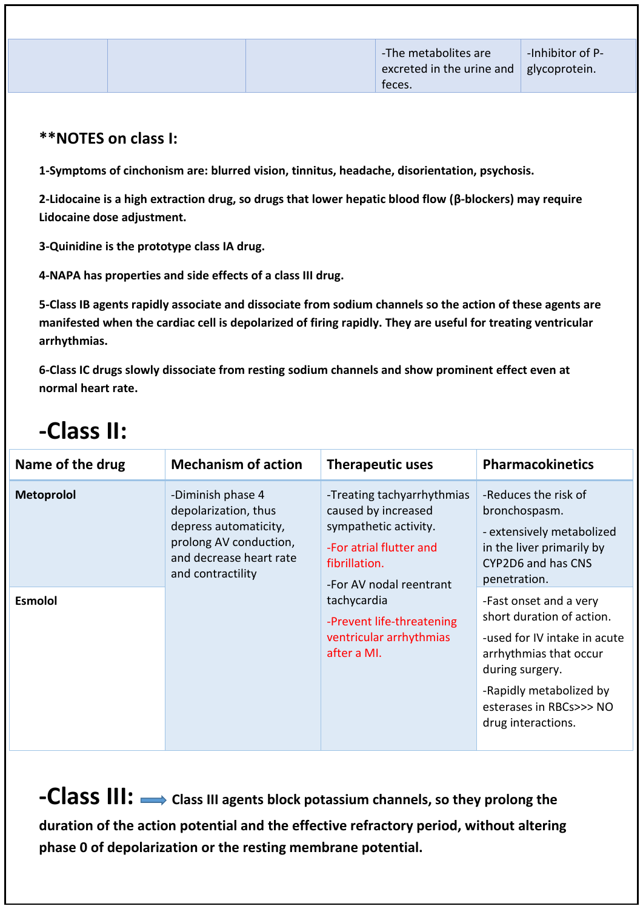| | | | -The metabolites are excreted in the urine and feces. | -Inhibitor of P-glycoprotein. |
|---|---|---|---|---|

**\*\*NOTES on class I:**

**1-Symptoms of cinchonism are: blurred vision, tinnitus, headache, disorientation, psychosis.**

**2-Lidocaine is a high extraction drug, so drugs that lower hepatic blood flow (β-blockers) may require Lidocaine dose adjustment.**

**3-Quinidine is the prototype class IA drug.**

**4-NAPA has properties and side effects of a class III drug.**

**5-Class IB agents rapidly associate and dissociate from sodium channels so the action of these agents are manifested when the cardiac cell is depolarized of firing rapidly. They are useful for treating ventricular arrhythmias.**

**6-Class IC drugs slowly dissociate from resting sodium channels and show prominent effect even at normal heart rate.**

# -Class II:

| Name of the drug | Mechanism of action | Therapeutic uses | Pharmacokinetics |
|---|---|---|---|
| **Metoprolol** | -Diminish phase 4 depolarization, thus depress automaticity, prolong AV conduction, and decrease heart rate and contractility | -Treating tachyarrhythmias caused by increased sympathetic activity.<br>-For atrial flutter and fibrillation.<br>-For AV nodal reentrant tachycardia<br>-Prevent life-threatening ventricular arrhythmias after a MI. | -Reduces the risk of bronchospasm.<br>- extensively metabolized in the liver primarily by CYP2D6 and has CNS penetration. |
| **Esmolol** | | | -Fast onset and a very short duration of action.<br>-used for IV intake in acute arrhythmias that occur during surgery.<br>-Rapidly metabolized by esterases in RBCs>>> NO drug interactions. |

# -Class III: ⟹ **Class III agents block potassium channels, so they prolong the duration of the action potential and the effective refractory period, without altering phase 0 of depolarization or the resting membrane potential.**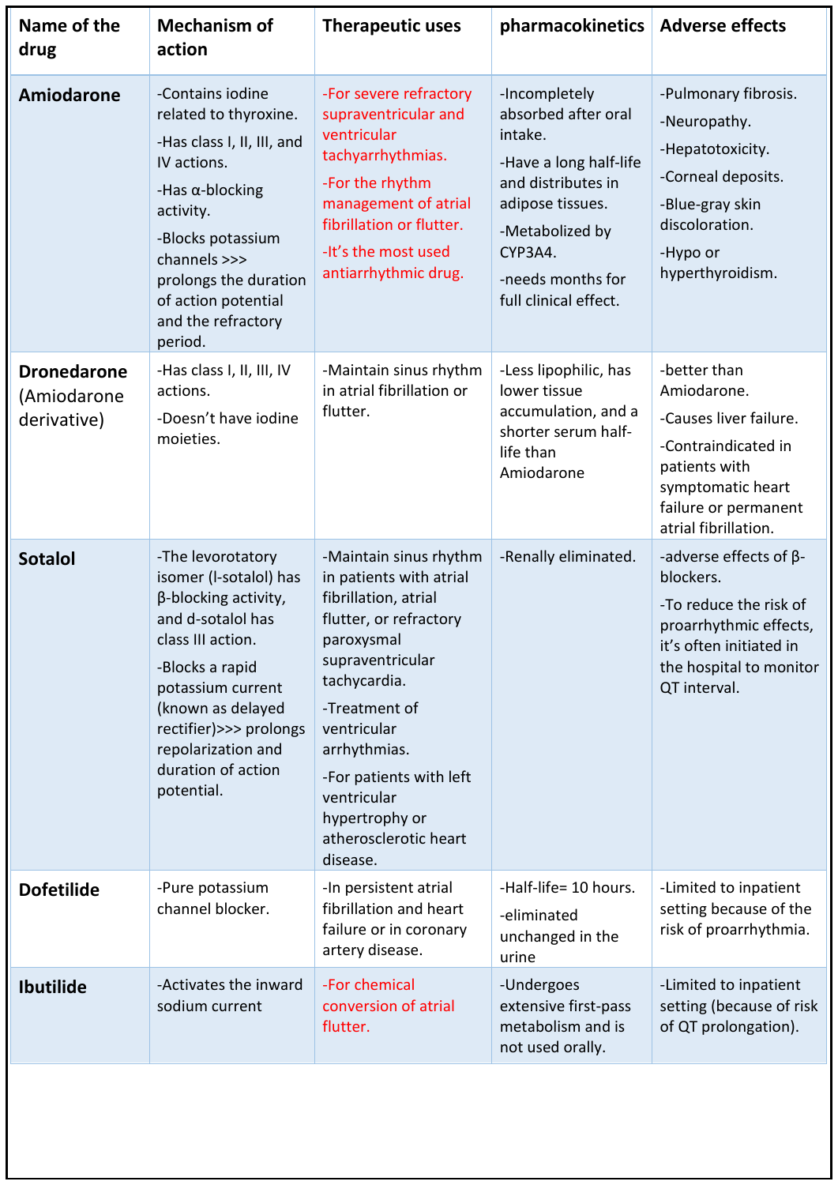| Name of the drug | Mechanism of action | Therapeutic uses | pharmacokinetics | Adverse effects |
|---|---|---|---|---|
| **Amiodarone** | -Contains iodine related to thyroxine.<br>-Has class I, II, III, and IV actions.<br>-Has α-blocking activity.<br>-Blocks potassium channels >>> prolongs the duration of action potential and the refractory period. | -For severe refractory supraventricular and ventricular tachyarrhythmias.<br>-For the rhythm management of atrial fibrillation or flutter.<br>-It's the most used antiarrhythmic drug. | -Incompletely absorbed after oral intake.<br>-Have a long half-life and distributes in adipose tissues.<br>-Metabolized by CYP3A4.<br>-needs months for full clinical effect. | -Pulmonary fibrosis.<br>-Neuropathy.<br>-Hepatotoxicity.<br>-Corneal deposits.<br>-Blue-gray skin discoloration.<br>-Hypo or hyperthyroidism. |
| **Dronedarone** (Amiodarone derivative) | -Has class I, II, III, IV actions.<br>-Doesn't have iodine moieties. | -Maintain sinus rhythm in atrial fibrillation or flutter. | -Less lipophilic, has lower tissue accumulation, and a shorter serum half-life than Amiodarone | -better than Amiodarone.<br>-Causes liver failure.<br>-Contraindicated in patients with symptomatic heart failure or permanent atrial fibrillation. |
| **Sotalol** | -The levorotatory isomer (l-sotalol) has β-blocking activity, and d-sotalol has class III action.<br>-Blocks a rapid potassium current (known as delayed rectifier)>>> prolongs repolarization and duration of action potential. | -Maintain sinus rhythm in patients with atrial fibrillation, atrial flutter, or refractory paroxysmal supraventricular tachycardia.<br>-Treatment of ventricular arrhythmias.<br>-For patients with left ventricular hypertrophy or atherosclerotic heart disease. | -Renally eliminated. | -adverse effects of β-blockers.<br>-To reduce the risk of proarrhythmic effects, it's often initiated in the hospital to monitor QT interval. |
| **Dofetilide** | -Pure potassium channel blocker. | -In persistent atrial fibrillation and heart failure or in coronary artery disease. | -Half-life= 10 hours.<br>-eliminated unchanged in the urine | -Limited to inpatient setting because of the risk of proarrhythmia. |
| **Ibutilide** | -Activates the inward sodium current | -For chemical conversion of atrial flutter. | -Undergoes extensive first-pass metabolism and is not used orally. | -Limited to inpatient setting (because of risk of QT prolongation). |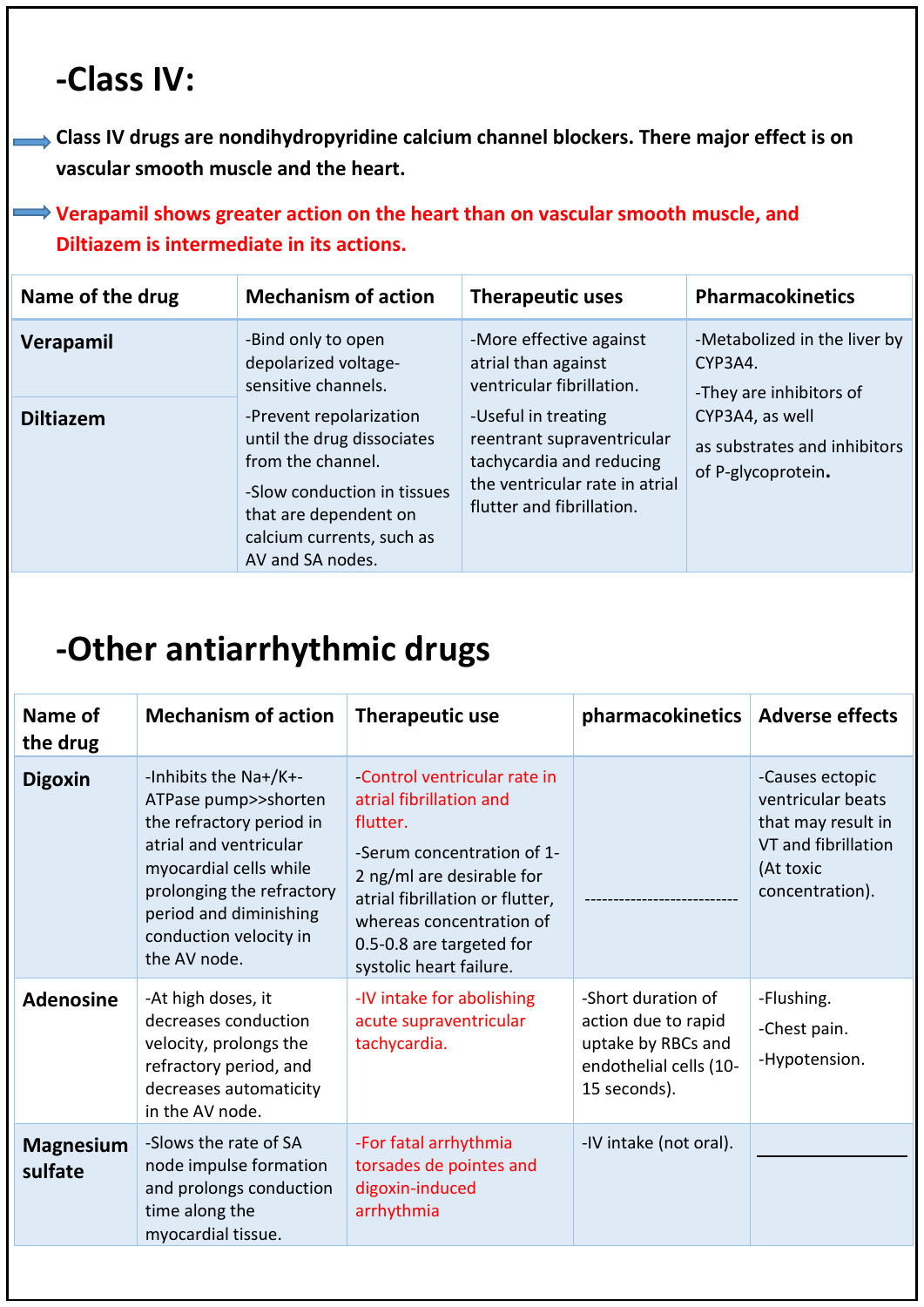# -Class IV:

**Class IV drugs are nondihydropyridine calcium channel blockers. There major effect is on vascular smooth muscle and the heart.**

**Verapamil shows greater action on the heart than on vascular smooth muscle, and Diltiazem is intermediate in its actions.**

| Name of the drug | Mechanism of action | Therapeutic uses | Pharmacokinetics |
|---|---|---|---|
| **Verapamil**<br>**Diltiazem** | -Bind only to open depolarized voltage-sensitive channels.<br>-Prevent repolarization until the drug dissociates from the channel.<br>-Slow conduction in tissues that are dependent on calcium currents, such as AV and SA nodes. | -More effective against atrial than against ventricular fibrillation.<br>-Useful in treating reentrant supraventricular tachycardia and reducing the ventricular rate in atrial flutter and fibrillation. | -Metabolized in the liver by CYP3A4.<br>-They are inhibitors of CYP3A4, as well as substrates and inhibitors of P-glycoprotein**.** |

# -Other antiarrhythmic drugs

| Name of the drug | Mechanism of action | Therapeutic use | pharmacokinetics | Adverse effects |
|---|---|---|---|---|
| **Digoxin** | -Inhibits the Na+/K+-ATPase pump>>shorten the refractory period in atrial and ventricular myocardial cells while prolonging the refractory period and diminishing conduction velocity in the AV node. | -Control ventricular rate in atrial fibrillation and flutter.<br>-Serum concentration of 1-2 ng/ml are desirable for atrial fibrillation or flutter, whereas concentration of 0.5-0.8 are targeted for systolic heart failure. | -------------------------- | -Causes ectopic ventricular beats that may result in VT and fibrillation (At toxic concentration). |
| **Adenosine** | -At high doses, it decreases conduction velocity, prolongs the refractory period, and decreases automaticity in the AV node. | -IV intake for abolishing acute supraventricular tachycardia. | -Short duration of action due to rapid uptake by RBCs and endothelial cells (10-15 seconds). | -Flushing.<br>-Chest pain.<br>-Hypotension. |
| **Magnesium sulfate** | -Slows the rate of SA node impulse formation and prolongs conduction time along the myocardial tissue. | -For fatal arrhythmia torsades de pointes and digoxin-induced arrhythmia | -IV intake (not oral). | ________________ |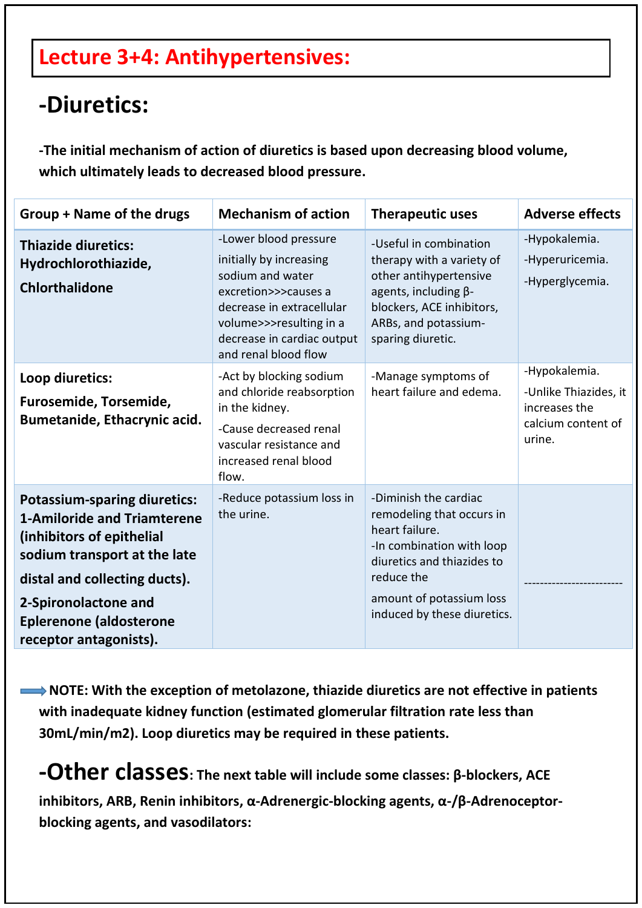# Lecture 3+4: Antihypertensives:

## -Diuretics:

**-The initial mechanism of action of diuretics is based upon decreasing blood volume, which ultimately leads to decreased blood pressure.**

| Group + Name of the drugs | Mechanism of action | Therapeutic uses | Adverse effects |
|---|---|---|---|
| **Thiazide diuretics: Hydrochlorothiazide, Chlorthalidone** | -Lower blood pressure initially by increasing sodium and water excretion>>>causes a decrease in extracellular volume>>>resulting in a decrease in cardiac output and renal blood flow | -Useful in combination therapy with a variety of other antihypertensive agents, including β-blockers, ACE inhibitors, ARBs, and potassium-sparing diuretic. | -Hypokalemia.<br>-Hyperuricemia.<br>-Hyperglycemia. |
| **Loop diuretics: Furosemide, Torsemide, Bumetanide, Ethacrynic acid.** | -Act by blocking sodium and chloride reabsorption in the kidney.<br>-Cause decreased renal vascular resistance and increased renal blood flow. | -Manage symptoms of heart failure and edema. | -Hypokalemia.<br>-Unlike Thiazides, it increases the calcium content of urine. |
| **Potassium-sparing diuretics:<br>1-Amiloride and Triamterene (inhibitors of epithelial sodium transport at the late distal and collecting ducts).<br>2-Spironolactone and Eplerenone (aldosterone receptor antagonists).** | -Reduce potassium loss in the urine. | -Diminish the cardiac remodeling that occurs in heart failure.<br>-In combination with loop diuretics and thiazides to reduce the amount of potassium loss induced by these diuretics. | ------------------------ |

**NOTE: With the exception of metolazone, thiazide diuretics are not effective in patients with inadequate kidney function (estimated glomerular filtration rate less than 30mL/min/m2). Loop diuretics may be required in these patients.**

## -Other classes: **The next table will include some classes: β-blockers, ACE inhibitors, ARB, Renin inhibitors, α-Adrenergic-blocking agents, α-/β-Adrenoceptor-blocking agents, and vasodilators:**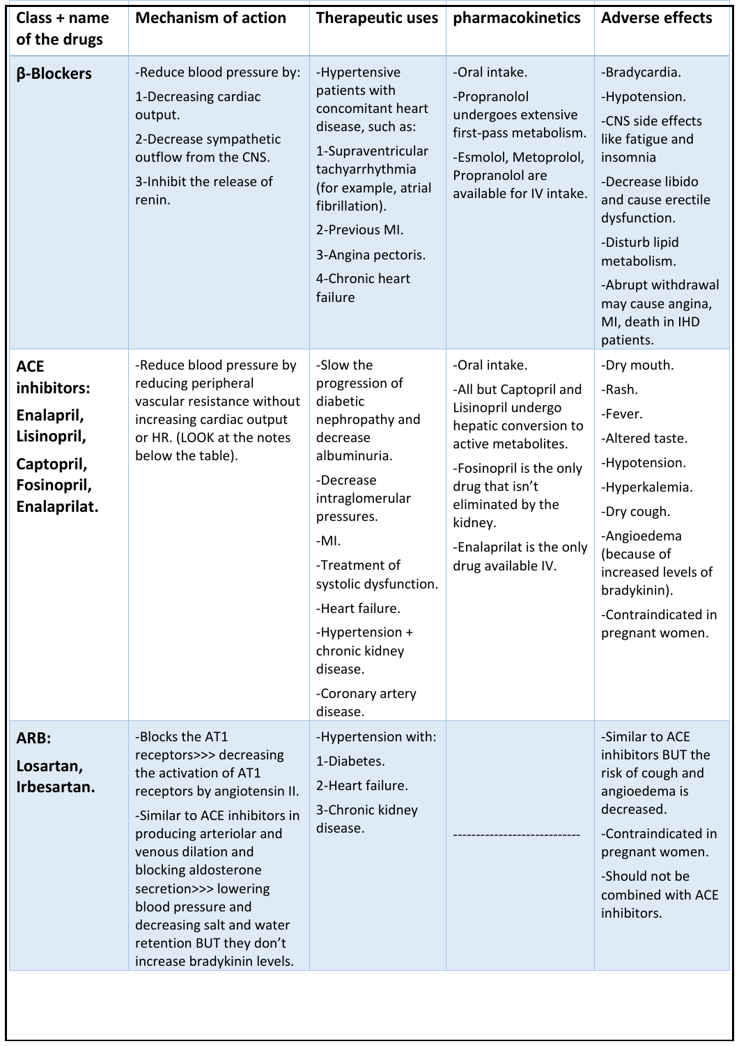| Class + name of the drugs | Mechanism of action | Therapeutic uses | pharmacokinetics | Adverse effects |
|---|---|---|---|---|
| **β-Blockers** | -Reduce blood pressure by:<br>1-Decreasing cardiac output.<br>2-Decrease sympathetic outflow from the CNS.<br>3-Inhibit the release of renin. | -Hypertensive patients with concomitant heart disease, such as:<br>1-Supraventricular tachyarrhythmia (for example, atrial fibrillation).<br>2-Previous MI.<br>3-Angina pectoris.<br>4-Chronic heart failure | -Oral intake.<br>-Propranolol undergoes extensive first-pass metabolism.<br>-Esmolol, Metoprolol, Propranolol are available for IV intake. | -Bradycardia.<br>-Hypotension.<br>-CNS side effects like fatigue and insomnia<br>-Decrease libido and cause erectile dysfunction.<br>-Disturb lipid metabolism.<br>-Abrupt withdrawal may cause angina, MI, death in IHD patients. |
| **ACE inhibitors:**<br>**Enalapril, Lisinopril,**<br>**Captopril, Fosinopril, Enalaprilat.** | -Reduce blood pressure by reducing peripheral vascular resistance without increasing cardiac output or HR. (LOOK at the notes below the table). | -Slow the progression of diabetic nephropathy and decrease albuminuria.<br>-Decrease intraglomerular pressures.<br>-MI.<br>-Treatment of systolic dysfunction.<br>-Heart failure.<br>-Hypertension + chronic kidney disease.<br>-Coronary artery disease. | -Oral intake.<br>-All but Captopril and Lisinopril undergo hepatic conversion to active metabolites.<br>-Fosinopril is the only drug that isn't eliminated by the kidney.<br>-Enalaprilat is the only drug available IV. | -Dry mouth.<br>-Rash.<br>-Fever.<br>-Altered taste.<br>-Hypotension.<br>-Hyperkalemia.<br>-Dry cough.<br>-Angioedema (because of increased levels of bradykinin).<br>-Contraindicated in pregnant women. |
| **ARB:**<br>**Losartan, Irbesartan.** | -Blocks the AT1 receptors>>> decreasing the activation of AT1 receptors by angiotensin II.<br>-Similar to ACE inhibitors in producing arteriolar and venous dilation and blocking aldosterone secretion>>> lowering blood pressure and decreasing salt and water retention BUT they don't increase bradykinin levels. | -Hypertension with:<br>1-Diabetes.<br>2-Heart failure.<br>3-Chronic kidney disease. | --------------------------- | -Similar to ACE inhibitors BUT the risk of cough and angioedema is decreased.<br>-Contraindicated in pregnant women.<br>-Should not be combined with ACE inhibitors. |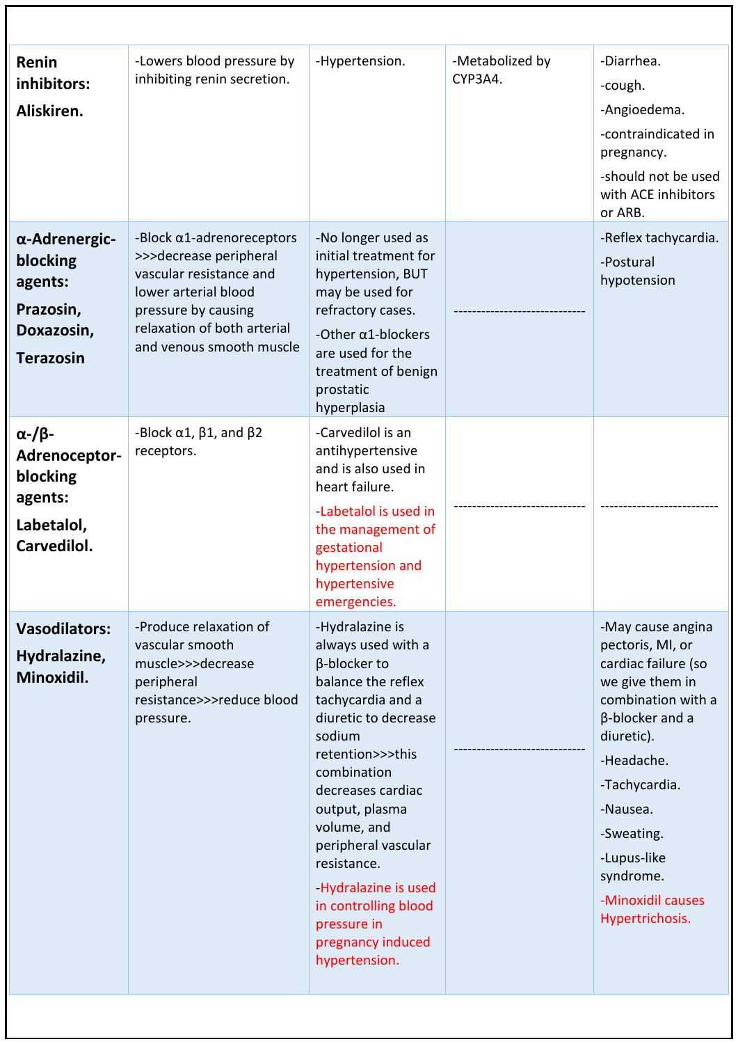| | | | | |
|---|---|---|---|---|
| **Renin inhibitors:**<br>**Aliskiren.** | -Lowers blood pressure by inhibiting renin secretion. | -Hypertension. | -Metabolized by CYP3A4. | -Diarrhea.<br>-cough.<br>-Angioedema.<br>-contraindicated in pregnancy.<br>-should not be used with ACE inhibitors or ARB. |
| **α-Adrenergic-blocking agents:**<br>**Prazosin, Doxazosin, Terazosin** | -Block α1-adrenoreceptors >>>decrease peripheral vascular resistance and lower arterial blood pressure by causing relaxation of both arterial and venous smooth muscle | -No longer used as initial treatment for hypertension, BUT may be used for refractory cases.<br>-Other α1-blockers are used for the treatment of benign prostatic hyperplasia | ----------------------------- | -Reflex tachycardia.<br>-Postural hypotension |
| **α-/β-Adrenoceptor-blocking agents:**<br>**Labetalol, Carvedilol.** | -Block α1, β1, and β2 receptors. | -Carvedilol is an antihypertensive and is also used in heart failure.<br>-Labetalol is used in the management of gestational hypertension and hypertensive emergencies. | ----------------------------- | -------------------------- |
| **Vasodilators:**<br>**Hydralazine, Minoxidil.** | -Produce relaxation of vascular smooth muscle>>>decrease peripheral resistance>>>reduce blood pressure. | -Hydralazine is always used with a β-blocker to balance the reflex tachycardia and a diuretic to decrease sodium retention>>>this combination decreases cardiac output, plasma volume, and peripheral vascular resistance.<br>-Hydralazine is used in controlling blood pressure in pregnancy induced hypertension. | ----------------------------- | -May cause angina pectoris, MI, or cardiac failure (so we give them in combination with a β-blocker and a diuretic).<br>-Headache.<br>-Tachycardia.<br>-Nausea.<br>-Sweating.<br>-Lupus-like syndrome.<br>-Minoxidil causes Hypertrichosis. |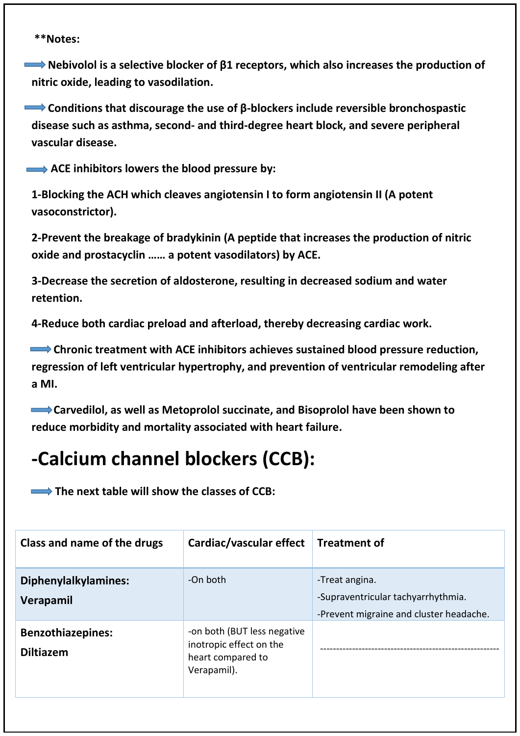**Notes:

➡ **Nebivolol is a selective blocker of β1 receptors, which also increases the production of nitric oxide, leading to vasodilation.**

➡ **Conditions that discourage the use of β-blockers include reversible bronchospastic disease such as asthma, second- and third-degree heart block, and severe peripheral vascular disease.**

➡ **ACE inhibitors lowers the blood pressure by:**

**1-Blocking the ACH which cleaves angiotensin I to form angiotensin II (A potent vasoconstrictor).**

**2-Prevent the breakage of bradykinin (A peptide that increases the production of nitric oxide and prostacyclin …… a potent vasodilators) by ACE.**

**3-Decrease the secretion of aldosterone, resulting in decreased sodium and water retention.**

**4-Reduce both cardiac preload and afterload, thereby decreasing cardiac work.**

➡ **Chronic treatment with ACE inhibitors achieves sustained blood pressure reduction, regression of left ventricular hypertrophy, and prevention of ventricular remodeling after a MI.**

➡ **Carvedilol, as well as Metoprolol succinate, and Bisoprolol have been shown to reduce morbidity and mortality associated with heart failure.**

# -Calcium channel blockers (CCB):

➡ **The next table will show the classes of CCB:**

| Class and name of the drugs | Cardiac/vascular effect | Treatment of |
|---|---|---|
| **Diphenylalkylamines:** **Verapamil** | -On both | -Treat angina. -Supraventricular tachyarrhythmia. -Prevent migraine and cluster headache. |
| **Benzothiazepines:** **Diltiazem** | -on both (BUT less negative inotropic effect on the heart compared to Verapamil). | ------------------------------------------------------- |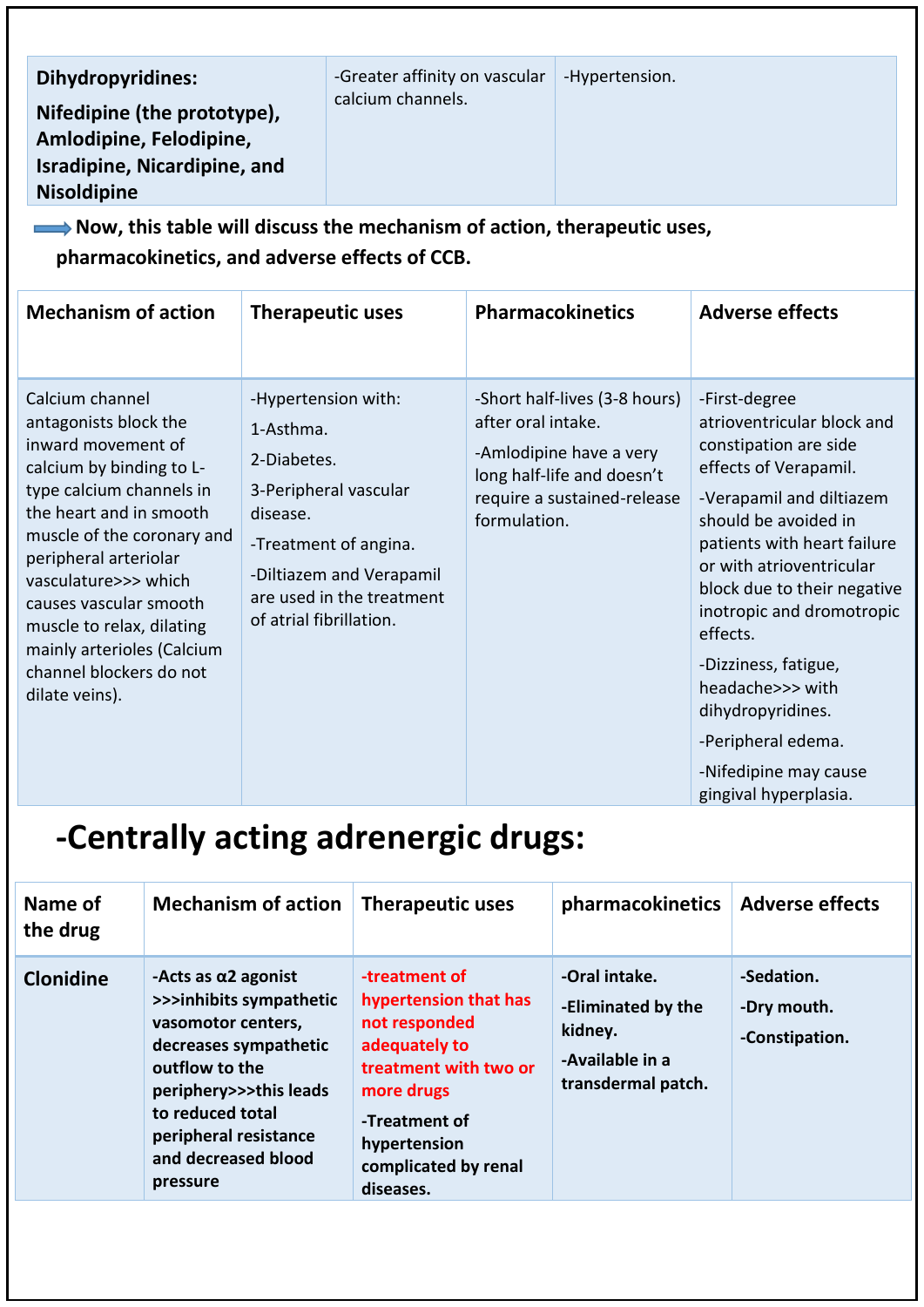| **Dihydropyridines:** **Nifedipine (the prototype), Amlodipine, Felodipine, Isradipine, Nicardipine, and Nisoldipine** | -Greater affinity on vascular calcium channels. | -Hypertension. |
|---|---|---|

**Now, this table will discuss the mechanism of action, therapeutic uses, pharmacokinetics, and adverse effects of CCB.**

| Mechanism of action | Therapeutic uses | Pharmacokinetics | Adverse effects |
|---|---|---|---|
| Calcium channel antagonists block the inward movement of calcium by binding to L-type calcium channels in the heart and in smooth muscle of the coronary and peripheral arteriolar vasculature>>> which causes vascular smooth muscle to relax, dilating mainly arterioles (Calcium channel blockers do not dilate veins). | -Hypertension with:<br>1-Asthma.<br>2-Diabetes.<br>3-Peripheral vascular disease.<br>-Treatment of angina.<br>-Diltiazem and Verapamil are used in the treatment of atrial fibrillation. | -Short half-lives (3-8 hours) after oral intake.<br>-Amlodipine have a very long half-life and doesn't require a sustained-release formulation. | -First-degree atrioventricular block and constipation are side effects of Verapamil.<br>-Verapamil and diltiazem should be avoided in patients with heart failure or with atrioventricular block due to their negative inotropic and dromotropic effects.<br>-Dizziness, fatigue, headache>>> with dihydropyridines.<br>-Peripheral edema.<br>-Nifedipine may cause gingival hyperplasia. |

# -Centrally acting adrenergic drugs:

| Name of the drug | Mechanism of action | Therapeutic uses | pharmacokinetics | Adverse effects |
|---|---|---|---|---|
| **Clonidine** | **-Acts as α2 agonist >>>inhibits sympathetic vasomotor centers, decreases sympathetic outflow to the periphery>>>this leads to reduced total peripheral resistance and decreased blood pressure** | **-treatment of hypertension that has not responded adequately to treatment with two or more drugs**<br>**-Treatment of hypertension complicated by renal diseases.** | **-Oral intake.**<br>**-Eliminated by the kidney.**<br>**-Available in a transdermal patch.** | **-Sedation.**<br>**-Dry mouth.**<br>**-Constipation.** |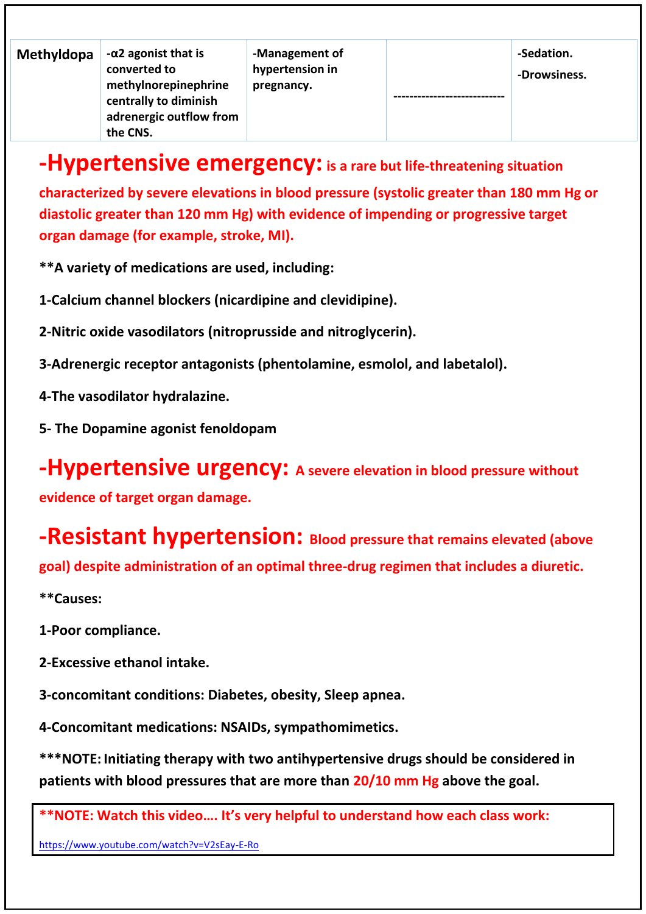| Methyldopa | -α2 agonist that is converted to methylnorepinephrine centrally to diminish adrenergic outflow from the CNS. | -Management of hypertension in pregnancy. | ---------------------------- | -Sedation.<br>-Drowsiness. |
|---|---|---|---|---|

## -Hypertensive emergency: 

**is a rare but life-threatening situation characterized by severe elevations in blood pressure (systolic greater than 180 mm Hg or diastolic greater than 120 mm Hg) with evidence of impending or progressive target organ damage (for example, stroke, MI).**

**\*\*A variety of medications are used, including:**

**1-Calcium channel blockers (nicardipine and clevidipine).**

**2-Nitric oxide vasodilators (nitroprusside and nitroglycerin).**

**3-Adrenergic receptor antagonists (phentolamine, esmolol, and labetalol).**

**4-The vasodilator hydralazine.**

**5- The Dopamine agonist fenoldopam**

## -Hypertensive urgency: 

**A severe elevation in blood pressure without evidence of target organ damage.**

## -Resistant hypertension: 

**Blood pressure that remains elevated (above goal) despite administration of an optimal three-drug regimen that includes a diuretic.**

**\*\*Causes:**

**1-Poor compliance.**

**2-Excessive ethanol intake.**

**3-concomitant conditions: Diabetes, obesity, Sleep apnea.**

**4-Concomitant medications: NSAIDs, sympathomimetics.**

**\*\*\*NOTE: Initiating therapy with two antihypertensive drugs should be considered in patients with blood pressures that are more than 20/10 mm Hg above the goal.**

**\*\*NOTE: Watch this video…. It's very helpful to understand how each class work:**

https://www.youtube.com/watch?v=V2sEay-E-Ro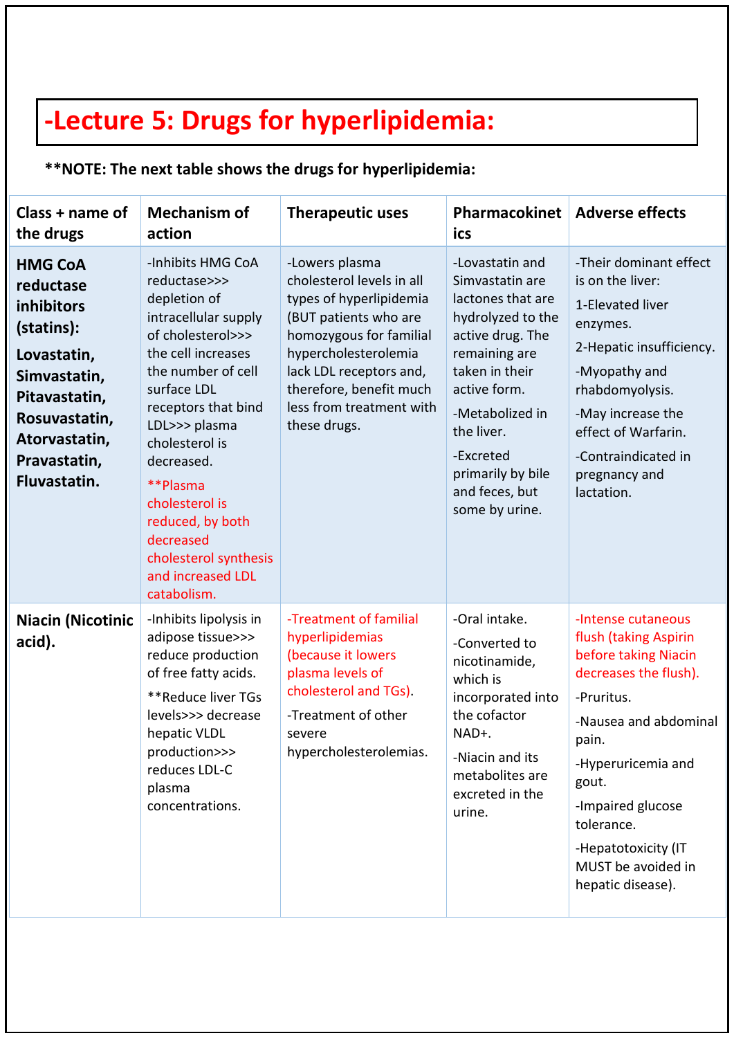# -Lecture 5: Drugs for hyperlipidemia:

**\*\*NOTE: The next table shows the drugs for hyperlipidemia:**

| Class + name of the drugs | Mechanism of action | Therapeutic uses | Pharmacokinetics | Adverse effects |
|---|---|---|---|---|
| **HMG CoA reductase inhibitors (statins):** **Lovastatin, Simvastatin, Pitavastatin, Rosuvastatin, Atorvastatin, Pravastatin, Fluvastatin.** | -Inhibits HMG CoA reductase>>> depletion of intracellular supply of cholesterol>>> the cell increases the number of cell surface LDL receptors that bind LDL>>> plasma cholesterol is decreased. \*\*Plasma cholesterol is reduced, by both decreased cholesterol synthesis and increased LDL catabolism. | -Lowers plasma cholesterol levels in all types of hyperlipidemia (BUT patients who are homozygous for familial hypercholesterolemia lack LDL receptors and, therefore, benefit much less from treatment with these drugs. | -Lovastatin and Simvastatin are lactones that are hydrolyzed to the active drug. The remaining are taken in their active form. -Metabolized in the liver. -Excreted primarily by bile and feces, but some by urine. | -Their dominant effect is on the liver: 1-Elevated liver enzymes. 2-Hepatic insufficiency. -Myopathy and rhabdomyolysis. -May increase the effect of Warfarin. -Contraindicated in pregnancy and lactation. |
| **Niacin (Nicotinic acid).** | -Inhibits lipolysis in adipose tissue>>> reduce production of free fatty acids. \*\*Reduce liver TGs levels>>> decrease hepatic VLDL production>>> reduces LDL-C plasma concentrations. | -Treatment of familial hyperlipidemias (because it lowers plasma levels of cholesterol and TGs). -Treatment of other severe hypercholesterolemias. | -Oral intake. -Converted to nicotinamide, which is incorporated into the cofactor NAD+. -Niacin and its metabolites are excreted in the urine. | -Intense cutaneous flush (taking Aspirin before taking Niacin decreases the flush). -Pruritus. -Nausea and abdominal pain. -Hyperuricemia and gout. -Impaired glucose tolerance. -Hepatotoxicity (IT MUST be avoided in hepatic disease). |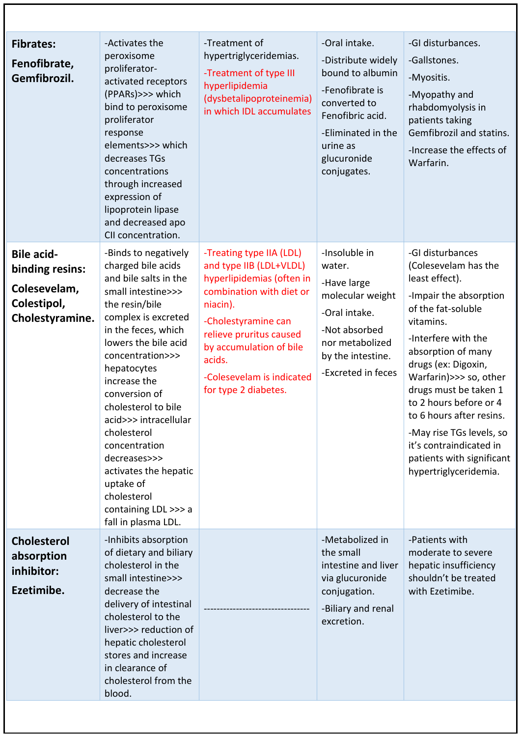| | | | | |
|---|---|---|---|---|
| **Fibrates:** **Fenofibrate, Gemfibrozil.** | -Activates the peroxisome proliferator-activated receptors (PPARs)>>> which bind to peroxisome proliferator response elements>>> which decreases TGs concentrations through increased expression of lipoprotein lipase and decreased apo CII concentration. | -Treatment of hypertriglyceridemias.<br>-Treatment of type III hyperlipidemia (dysbetalipoproteinemia) in which IDL accumulates | -Oral intake.<br>-Distribute widely bound to albumin<br>-Fenofibrate is converted to Fenofibric acid.<br>-Eliminated in the urine as glucuronide conjugates. | -GI disturbances.<br>-Gallstones.<br>-Myositis.<br>-Myopathy and rhabdomyolysis in patients taking Gemfibrozil and statins.<br>-Increase the effects of Warfarin. |
| **Bile acid-binding resins:** **Colesevelam, Colestipol, Cholestyramine.** | -Binds to negatively charged bile acids and bile salts in the small intestine>>> the resin/bile complex is excreted in the feces, which lowers the bile acid concentration>>> hepatocytes increase the conversion of cholesterol to bile acid>>> intracellular cholesterol concentration decreases>>> activates the hepatic uptake of cholesterol containing LDL >>> a fall in plasma LDL. | -Treating type IIA (LDL) and type IIB (LDL+VLDL) hyperlipidemias (often in combination with diet or niacin).<br>-Cholestyramine can relieve pruritus caused by accumulation of bile acids.<br>-Colesevelam is indicated for type 2 diabetes. | -Insoluble in water.<br>-Have large molecular weight<br>-Oral intake.<br>-Not absorbed nor metabolized by the intestine.<br>-Excreted in feces | -GI disturbances (Colesevelam has the least effect).<br>-Impair the absorption of the fat-soluble vitamins.<br>-Interfere with the absorption of many drugs (ex: Digoxin, Warfarin)>>> so, other drugs must be taken 1 to 2 hours before or 4 to 6 hours after resins.<br>-May rise TGs levels, so it's contraindicated in patients with significant hypertriglyceridemia. |
| **Cholesterol absorption inhibitor:** **Ezetimibe.** | -Inhibits absorption of dietary and biliary cholesterol in the small intestine>>> decrease the delivery of intestinal cholesterol to the liver>>> reduction of hepatic cholesterol stores and increase in clearance of cholesterol from the blood. | -------------------------------- | -Metabolized in the small intestine and liver via glucuronide conjugation.<br>-Biliary and renal excretion. | -Patients with moderate to severe hepatic insufficiency shouldn't be treated with Ezetimibe. |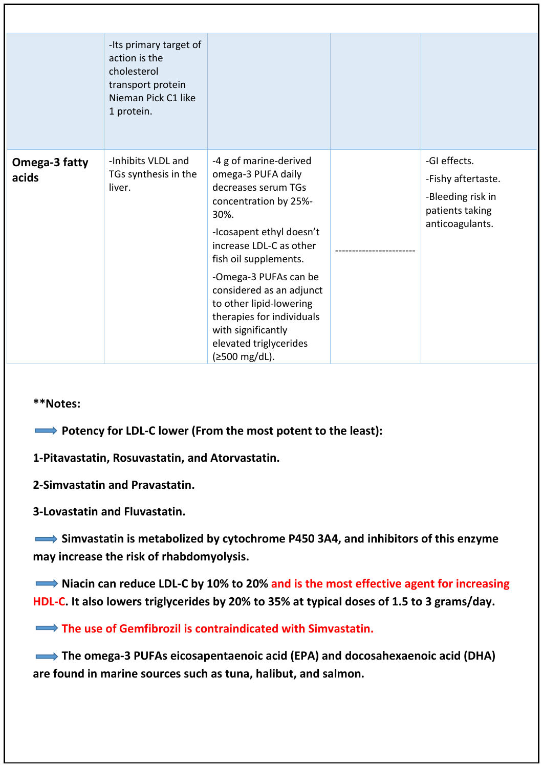| | | | | |
|---|---|---|---|---|
| | -Its primary target of action is the cholesterol transport protein Nieman Pick C1 like 1 protein. | | | |
| **Omega-3 fatty acids** | -Inhibits VLDL and TGs synthesis in the liver. | -4 g of marine-derived omega-3 PUFA daily decreases serum TGs concentration by 25%-30%.<br>-Icosapent ethyl doesn't increase LDL-C as other fish oil supplements.<br>-Omega-3 PUFAs can be considered as an adjunct to other lipid-lowering therapies for individuals with significantly elevated triglycerides (≥500 mg/dL). | ------------------------ | -GI effects.<br>-Fishy aftertaste.<br>-Bleeding risk in patients taking anticoagulants. |

****Notes:**

➡ **Potency for LDL-C lower (From the most potent to the least):**

**1-Pitavastatin, Rosuvastatin, and Atorvastatin.**

**2-Simvastatin and Pravastatin.**

**3-Lovastatin and Fluvastatin.**

➡ **Simvastatin is metabolized by cytochrome P450 3A4, and inhibitors of this enzyme may increase the risk of rhabdomyolysis.**

➡ **Niacin can reduce LDL-C by 10% to 20% and is the most effective agent for increasing HDL-C. It also lowers triglycerides by 20% to 35% at typical doses of 1.5 to 3 grams/day.**

➡ **The use of Gemfibrozil is contraindicated with Simvastatin.**

➡ **The omega-3 PUFAs eicosapentaenoic acid (EPA) and docosahexaenoic acid (DHA) are found in marine sources such as tuna, halibut, and salmon.**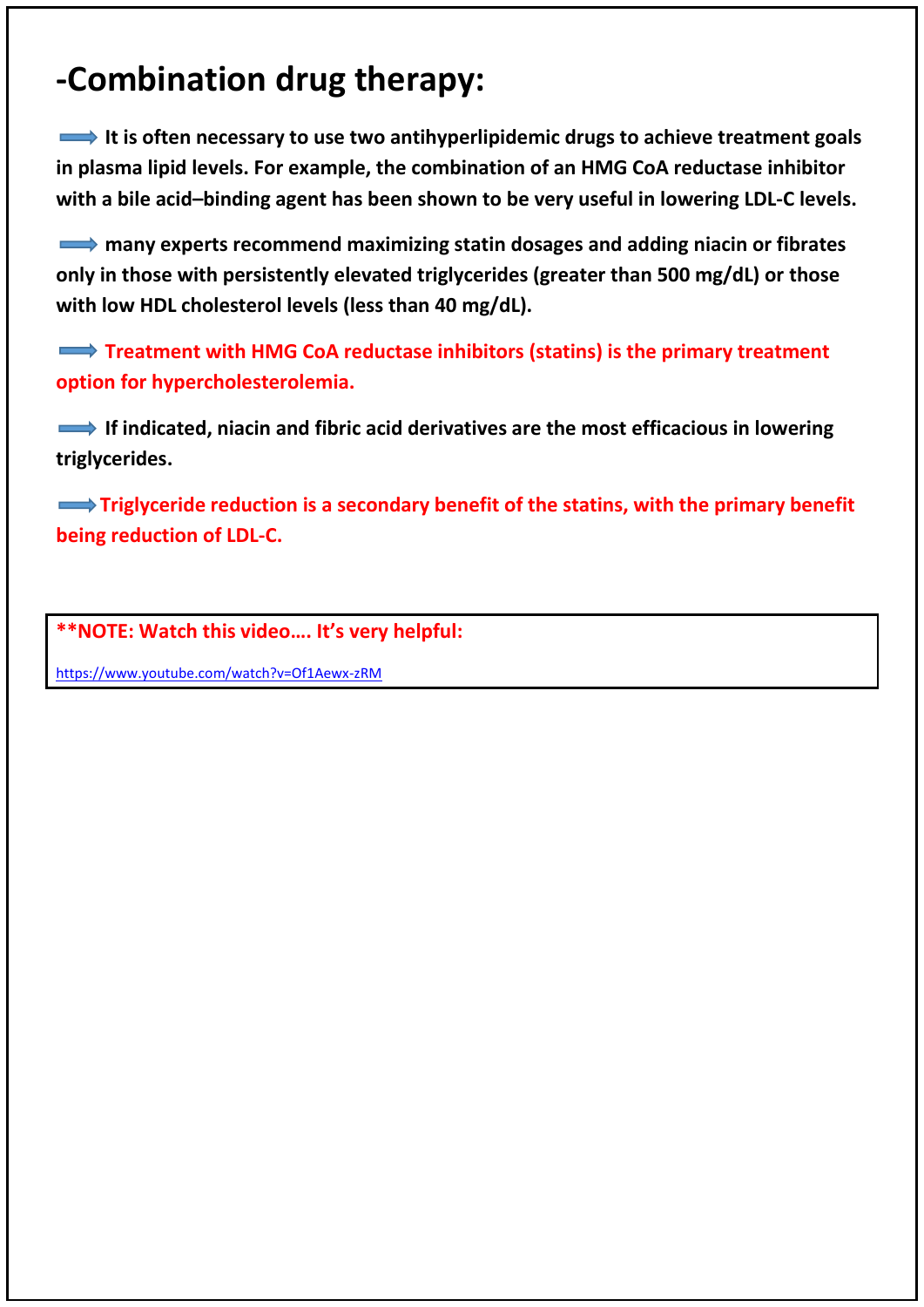# -Combination drug therapy:

➡ **It is often necessary to use two antihyperlipidemic drugs to achieve treatment goals in plasma lipid levels. For example, the combination of an HMG CoA reductase inhibitor with a bile acid–binding agent has been shown to be very useful in lowering LDL-C levels.**

➡ **many experts recommend maximizing statin dosages and adding niacin or fibrates only in those with persistently elevated triglycerides (greater than 500 mg/dL) or those with low HDL cholesterol levels (less than 40 mg/dL).**

➡ **Treatment with HMG CoA reductase inhibitors (statins) is the primary treatment option for hypercholesterolemia.**

➡ **If indicated, niacin and fibric acid derivatives are the most efficacious in lowering triglycerides.**

➡ **Triglyceride reduction is a secondary benefit of the statins, with the primary benefit being reduction of LDL-C.**

**NOTE: Watch this video…. It's very helpful:**

https://www.youtube.com/watch?v=Of1Aewx-zRM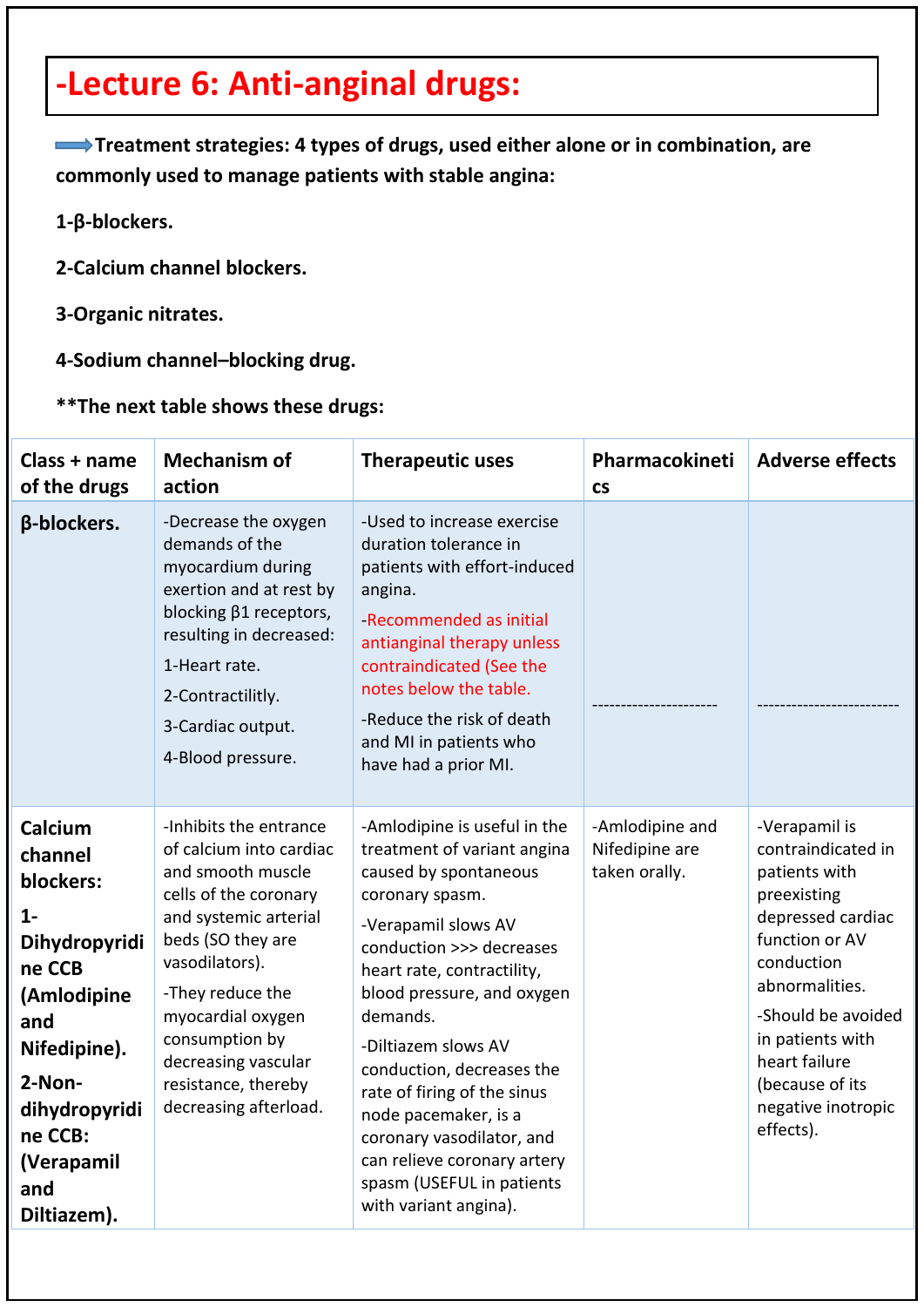# -Lecture 6: Anti-anginal drugs:

**Treatment strategies: 4 types of drugs, used either alone or in combination, are commonly used to manage patients with stable angina:**

**1-β-blockers.**

**2-Calcium channel blockers.**

**3-Organic nitrates.**

**4-Sodium channel–blocking drug.**

****The next table shows these drugs:**

| Class + name of the drugs | Mechanism of action | Therapeutic uses | Pharmacokinetics | Adverse effects |
|---|---|---|---|---|
| **β-blockers.** | -Decrease the oxygen demands of the myocardium during exertion and at rest by blocking β1 receptors, resulting in decreased:<br>1-Heart rate.<br>2-Contractility.<br>3-Cardiac output.<br>4-Blood pressure. | -Used to increase exercise duration tolerance in patients with effort-induced angina.<br>-Recommended as initial antianginal therapy unless contraindicated (See the notes below the table.<br>-Reduce the risk of death and MI in patients who have had a prior MI. | ---------------------- | ------------------------- |
| **Calcium channel blockers:**<br>**1-Dihydropyridine CCB (Amlodipine and Nifedipine).**<br>**2-Non-dihydropyridine CCB: (Verapamil and Diltiazem).** | -Inhibits the entrance of calcium into cardiac and smooth muscle cells of the coronary and systemic arterial beds (SO they are vasodilators).<br>-They reduce the myocardial oxygen consumption by decreasing vascular resistance, thereby decreasing afterload. | -Amlodipine is useful in the treatment of variant angina caused by spontaneous coronary spasm.<br>-Verapamil slows AV conduction >>> decreases heart rate, contractility, blood pressure, and oxygen demands.<br>-Diltiazem slows AV conduction, decreases the rate of firing of the sinus node pacemaker, is a coronary vasodilator, and can relieve coronary artery spasm (USEFUL in patients with variant angina). | -Amlodipine and Nifedipine are taken orally. | -Verapamil is contraindicated in patients with preexisting depressed cardiac function or AV conduction abnormalities.<br>-Should be avoided in patients with heart failure (because of its negative inotropic effects). |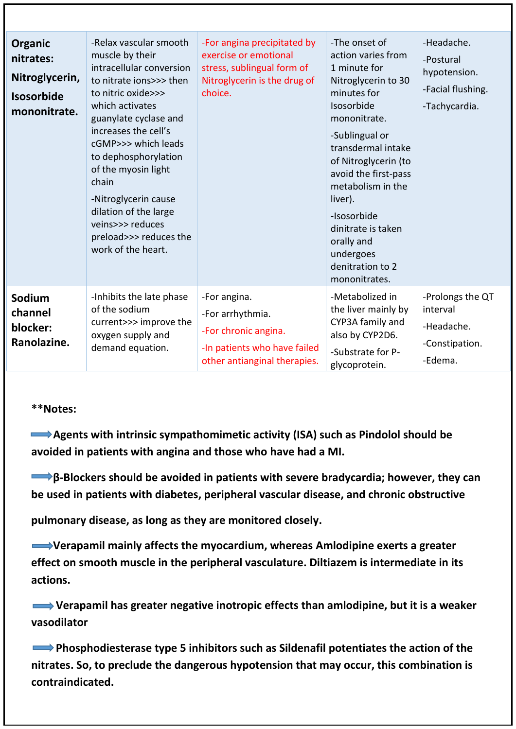| | | | | |
|---|---|---|---|---|
| **Organic nitrates: Nitroglycerin, Isosorbide mononitrate.** | -Relax vascular smooth muscle by their intracellular conversion to nitrate ions>>> then to nitric oxide>>> which activates guanylate cyclase and increases the cell's cGMP>>> which leads to dephosphorylation of the myosin light chain<br>-Nitroglycerin cause dilation of the large veins>>> reduces preload>>> reduces the work of the heart. | -For angina precipitated by exercise or emotional stress, sublingual form of Nitroglycerin is the drug of choice. | -The onset of action varies from 1 minute for Nitroglycerin to 30 minutes for Isosorbide mononitrate.<br>-Sublingual or transdermal intake of Nitroglycerin (to avoid the first-pass metabolism in the liver).<br>-Isosorbide dinitrate is taken orally and undergoes denitration to 2 mononitrates. | -Headache.<br>-Postural hypotension.<br>-Facial flushing.<br>-Tachycardia. |
| **Sodium channel blocker: Ranolazine.** | -Inhibits the late phase of the sodium current>>> improve the oxygen supply and demand equation. | -For angina.<br>-For arrhythmia.<br>-For chronic angina.<br>-In patients who have failed other antianginal therapies. | -Metabolized in the liver mainly by CYP3A family and also by CYP2D6.<br>-Substrate for P-glycoprotein. | -Prolongs the QT interval<br>-Headache.<br>-Constipation.<br>-Edema. |

**\*\*Notes:**

➡ **Agents with intrinsic sympathomimetic activity (ISA) such as Pindolol should be avoided in patients with angina and those who have had a MI.**

➡ **β-Blockers should be avoided in patients with severe bradycardia; however, they can be used in patients with diabetes, peripheral vascular disease, and chronic obstructive pulmonary disease, as long as they are monitored closely.**

➡ **Verapamil mainly affects the myocardium, whereas Amlodipine exerts a greater effect on smooth muscle in the peripheral vasculature. Diltiazem is intermediate in its actions.**

➡ **Verapamil has greater negative inotropic effects than amlodipine, but it is a weaker vasodilator**

➡ **Phosphodiesterase type 5 inhibitors such as Sildenafil potentiates the action of the nitrates. So, to preclude the dangerous hypotension that may occur, this combination is contraindicated.**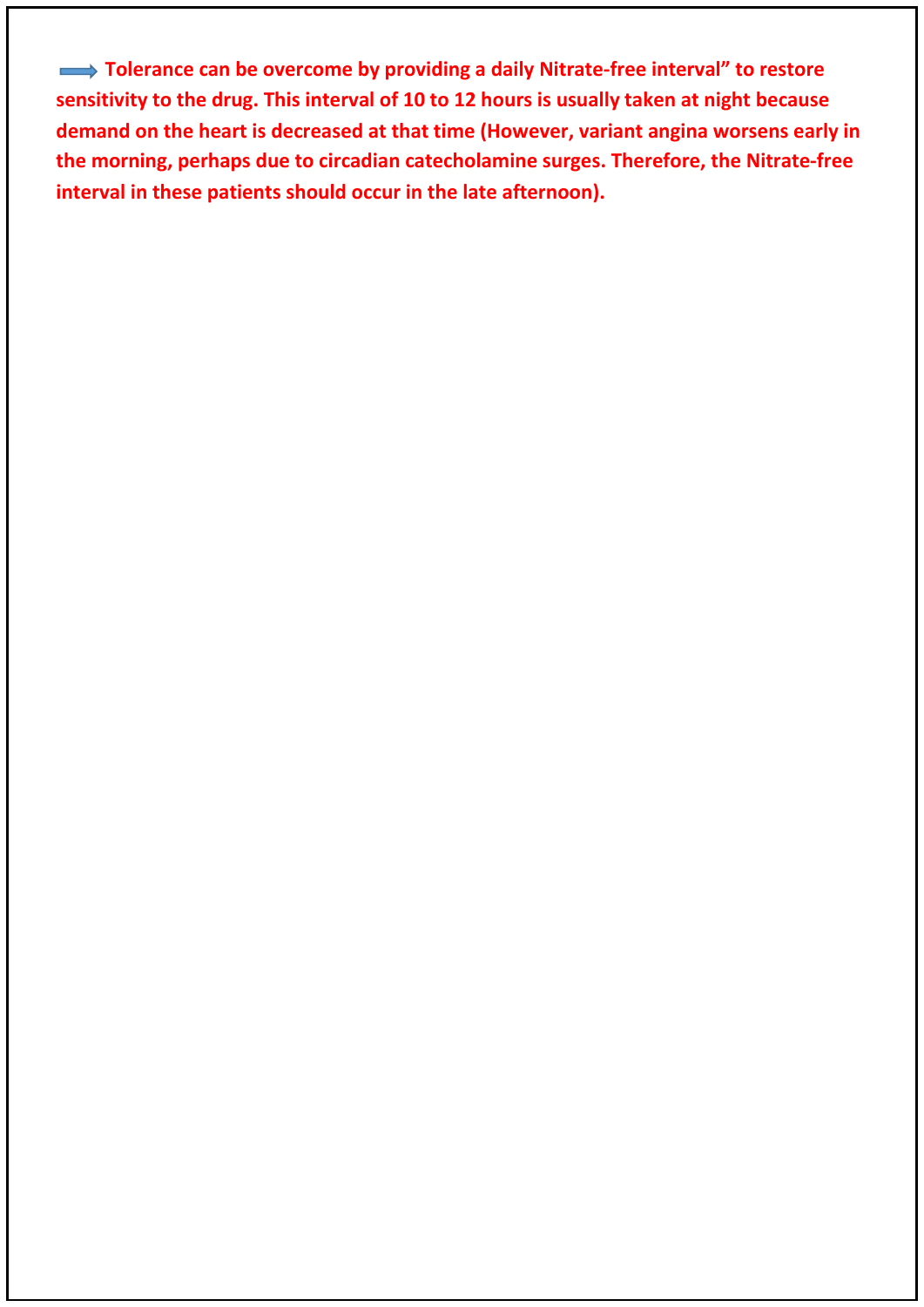➡ **Tolerance can be overcome by providing a daily Nitrate-free interval" to restore sensitivity to the drug. This interval of 10 to 12 hours is usually taken at night because demand on the heart is decreased at that time (However, variant angina worsens early in the morning, perhaps due to circadian catecholamine surges. Therefore, the Nitrate-free interval in these patients should occur in the late afternoon).**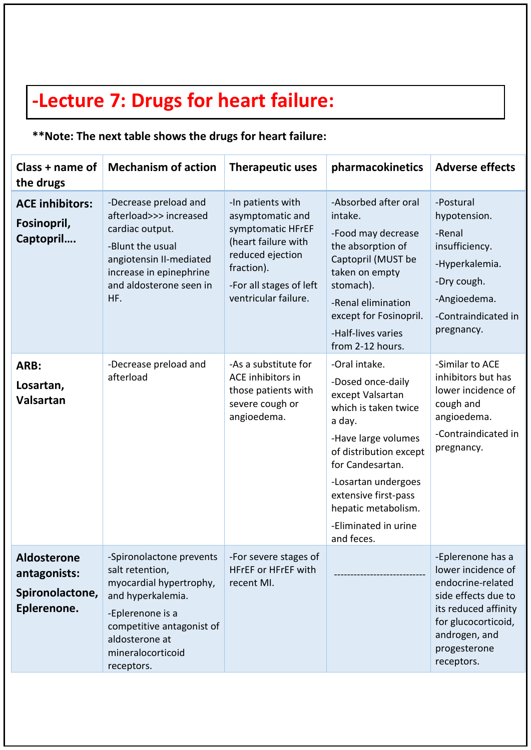# -Lecture 7: Drugs for heart failure:

**\*\*Note: The next table shows the drugs for heart failure:**

| Class + name of the drugs | Mechanism of action | Therapeutic uses | pharmacokinetics | Adverse effects |
|---|---|---|---|---|
| **ACE inhibitors: Fosinopril, Captopril….** | -Decrease preload and afterload>>> increased cardiac output.<br>-Blunt the usual angiotensin II-mediated increase in epinephrine and aldosterone seen in HF. | -In patients with asymptomatic and symptomatic HFrEF (heart failure with reduced ejection fraction).<br>-For all stages of left ventricular failure. | -Absorbed after oral intake.<br>-Food may decrease the absorption of Captopril (MUST be taken on empty stomach).<br>-Renal elimination except for Fosinopril.<br>-Half-lives varies from 2-12 hours. | -Postural hypotension.<br>-Renal insufficiency.<br>-Hyperkalemia.<br>-Dry cough.<br>-Angioedema.<br>-Contraindicated in pregnancy. |
| **ARB: Losartan, Valsartan** | -Decrease preload and afterload | -As a substitute for ACE inhibitors in those patients with severe cough or angioedema. | -Oral intake.<br>-Dosed once-daily except Valsartan which is taken twice a day.<br>-Have large volumes of distribution except for Candesartan.<br>-Losartan undergoes extensive first-pass hepatic metabolism.<br>-Eliminated in urine and feces. | -Similar to ACE inhibitors but has lower incidence of cough and angioedema.<br>-Contraindicated in pregnancy. |
| **Aldosterone antagonists: Spironolactone, Eplerenone.** | -Spironolactone prevents salt retention, myocardial hypertrophy, and hyperkalemia.<br>-Eplerenone is a competitive antagonist of aldosterone at mineralocorticoid receptors. | -For severe stages of HFrEF or HFrEF with recent MI. | --------------------------- | -Eplerenone has a lower incidence of endocrine-related side effects due to its reduced affinity for glucocorticoid, androgen, and progesterone receptors. |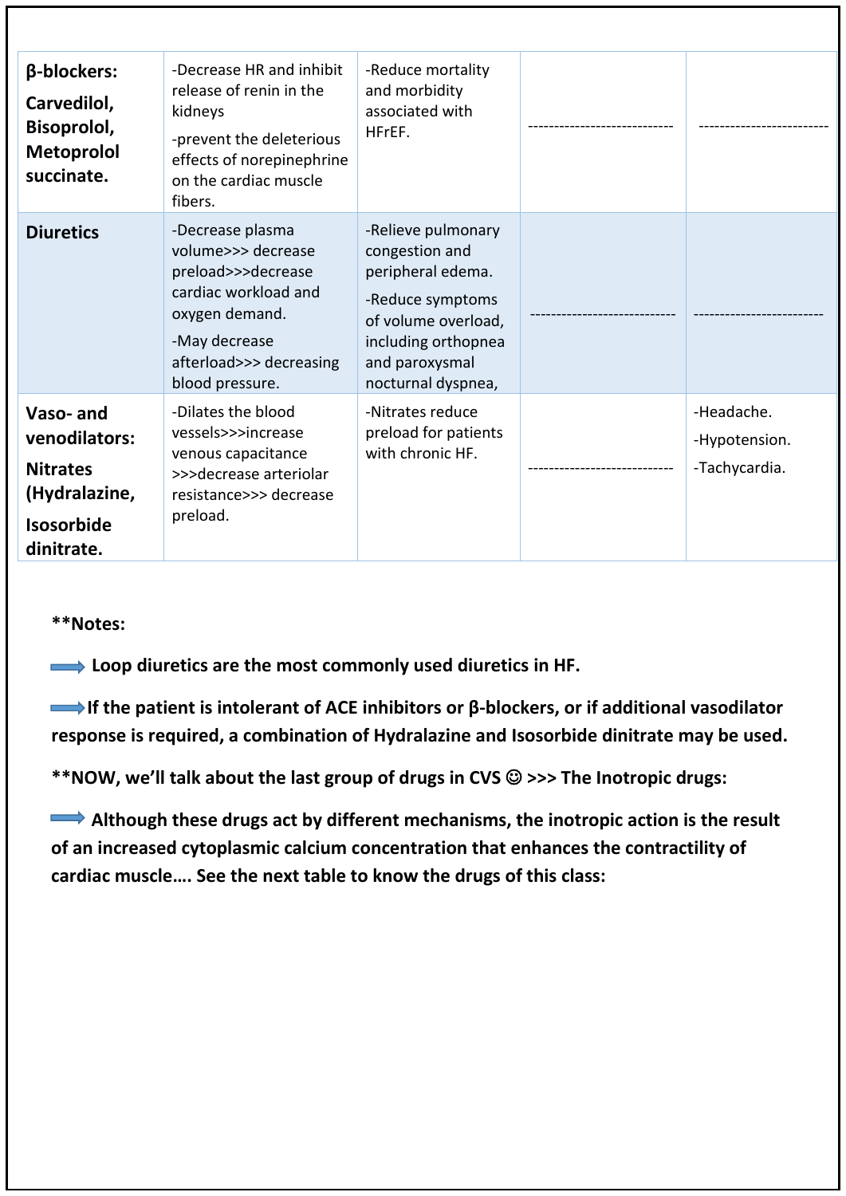| **β-blockers: Carvedilol, Bisoprolol, Metoprolol succinate.** | -Decrease HR and inhibit release of renin in the kidneys<br>-prevent the deleterious effects of norepinephrine on the cardiac muscle fibers. | -Reduce mortality and morbidity associated with HFrEF. | ---------------------------- | ------------------------- |
|---|---|---|---|---|
| **Diuretics** | -Decrease plasma volume>>> decrease preload>>>decrease cardiac workload and oxygen demand.<br>-May decrease afterload>>> decreasing blood pressure. | -Relieve pulmonary congestion and peripheral edema.<br>-Reduce symptoms of volume overload, including orthopnea and paroxysmal nocturnal dyspnea, | ---------------------------- | ------------------------- |
| **Vaso- and venodilators: Nitrates (Hydralazine, Isosorbide dinitrate.** | -Dilates the blood vessels>>>increase venous capacitance >>>decrease arteriolar resistance>>> decrease preload. | -Nitrates reduce preload for patients with chronic HF. | ---------------------------- | -Headache.<br>-Hypotension.<br>-Tachycardia. |

**Notes:**

➡ **Loop diuretics are the most commonly used diuretics in HF.**

➡ **If the patient is intolerant of ACE inhibitors or β-blockers, or if additional vasodilator response is required, a combination of Hydralazine and Isosorbide dinitrate may be used.**

**NOW, we'll talk about the last group of drugs in CVS ☺ >>> The Inotropic drugs:**

➡ **Although these drugs act by different mechanisms, the inotropic action is the result of an increased cytoplasmic calcium concentration that enhances the contractility of cardiac muscle…. See the next table to know the drugs of this class:**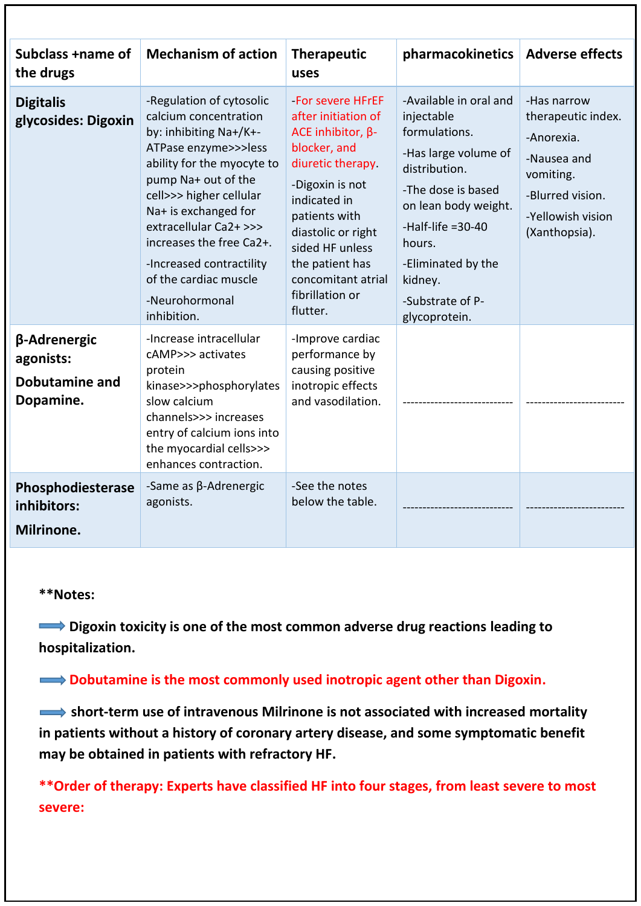| Subclass +name of the drugs | Mechanism of action | Therapeutic uses | pharmacokinetics | Adverse effects |
|---|---|---|---|---|
| **Digitalis glycosides: Digoxin** | -Regulation of cytosolic calcium concentration by: inhibiting Na+/K+-ATPase enzyme>>>less ability for the myocyte to pump Na+ out of the cell>>> higher cellular Na+ is exchanged for extracellular Ca2+ >>> increases the free Ca2+.<br>-Increased contractility of the cardiac muscle<br>-Neurohormonal inhibition. | -For severe HFrEF after initiation of ACE inhibitor, β-blocker, and diuretic therapy.<br>-Digoxin is not indicated in patients with diastolic or right sided HF unless the patient has concomitant atrial fibrillation or flutter. | -Available in oral and injectable formulations.<br>-Has large volume of distribution.<br>-The dose is based on lean body weight.<br>-Half-life =30-40 hours.<br>-Eliminated by the kidney.<br>-Substrate of P-glycoprotein. | -Has narrow therapeutic index.<br>-Anorexia.<br>-Nausea and vomiting.<br>-Blurred vision.<br>-Yellowish vision (Xanthopsia). |
| **β-Adrenergic agonists: Dobutamine and Dopamine.** | -Increase intracellular cAMP>>> activates protein kinase>>>phosphorylates slow calcium channels>>> increases entry of calcium ions into the myocardial cells>>> enhances contraction. | -Improve cardiac performance by causing positive inotropic effects and vasodilation. | ---------------------------- | ------------------------- |
| **Phosphodiesterase inhibitors: Milrinone.** | -Same as β-Adrenergic agonists. | -See the notes below the table. | ---------------------------- | ------------------------- |

****Notes:**

➡ **Digoxin toxicity is one of the most common adverse drug reactions leading to hospitalization.**

➡ **Dobutamine is the most commonly used inotropic agent other than Digoxin.**

➡ **short-term use of intravenous Milrinone is not associated with increased mortality in patients without a history of coronary artery disease, and some symptomatic benefit may be obtained in patients with refractory HF.**

****Order of therapy: Experts have classified HF into four stages, from least severe to most severe:**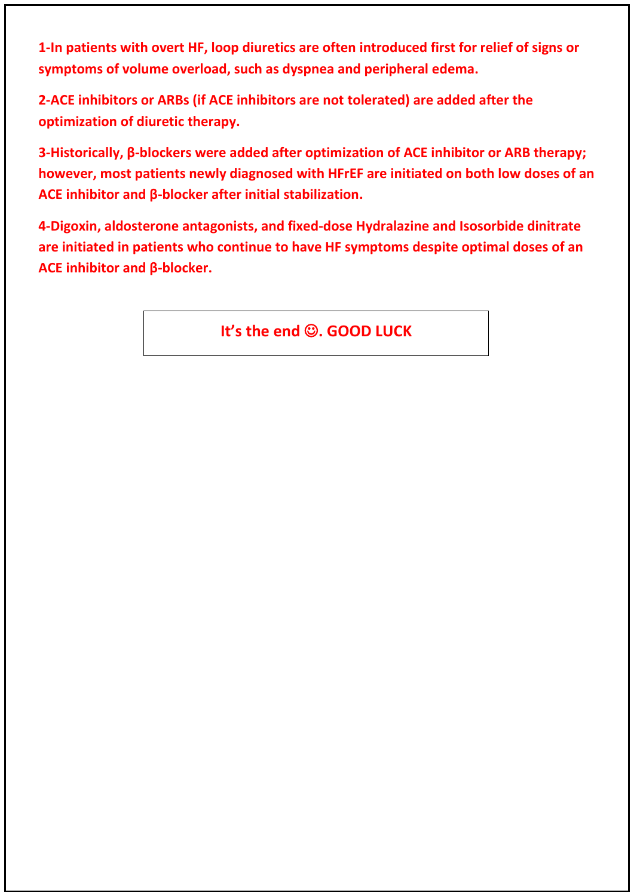**1-In patients with overt HF, loop diuretics are often introduced first for relief of signs or symptoms of volume overload, such as dyspnea and peripheral edema.**

**2-ACE inhibitors or ARBs (if ACE inhibitors are not tolerated) are added after the optimization of diuretic therapy.**

**3-Historically, β-blockers were added after optimization of ACE inhibitor or ARB therapy; however, most patients newly diagnosed with HFrEF are initiated on both low doses of an ACE inhibitor and β-blocker after initial stabilization.**

**4-Digoxin, aldosterone antagonists, and fixed-dose Hydralazine and Isosorbide dinitrate are initiated in patients who continue to have HF symptoms despite optimal doses of an ACE inhibitor and β-blocker.**

**It's the end ☺. GOOD LUCK**